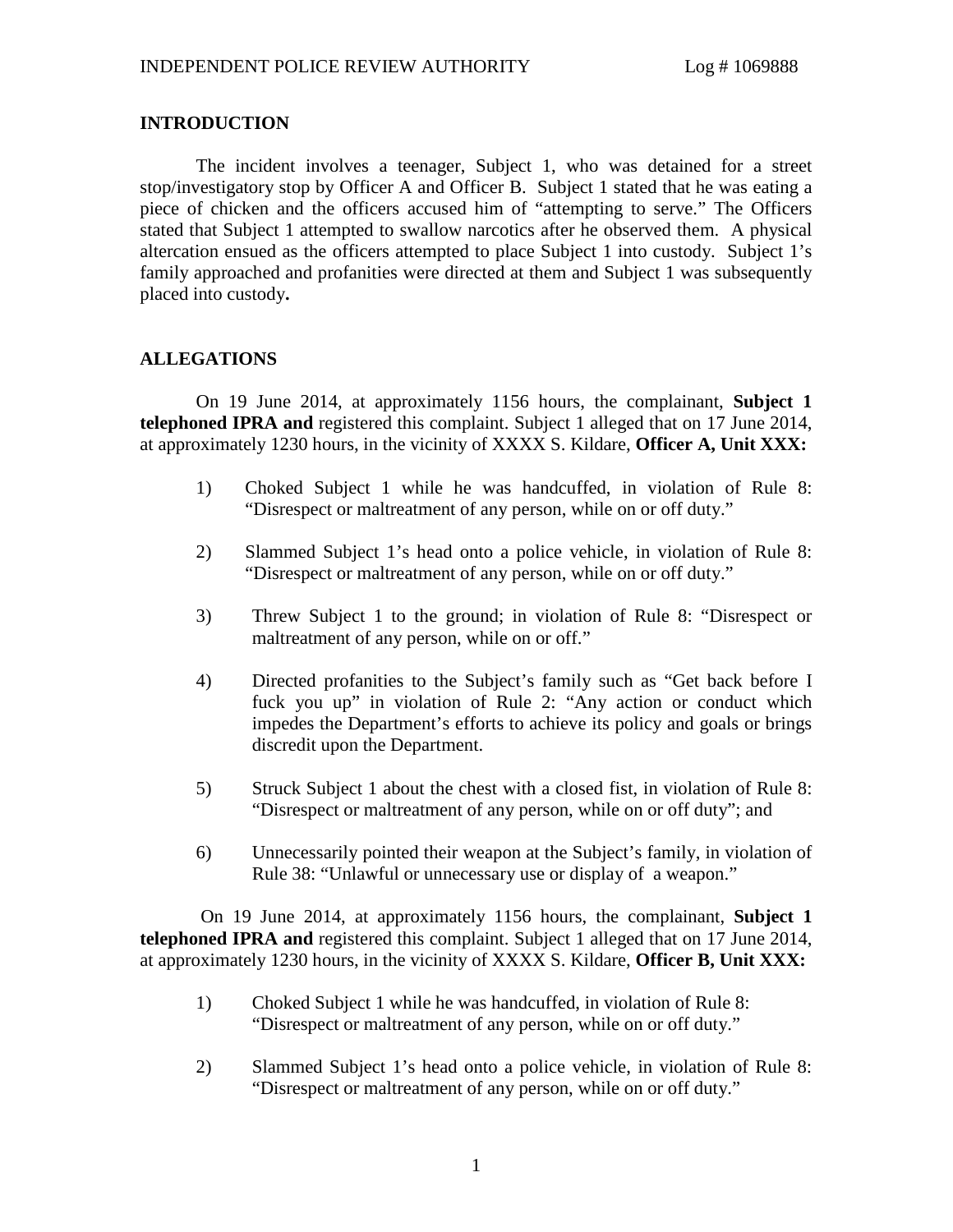## INTRODUCTION

The incident involves a teenager, Subject 1, who was detained for a street stop/investigatory stop by Officer A and Officer B. Subject 1 stated that he was eating a piece of chicken and the officers accused him of "attempting to serve." The Officers stated that Subject 1 attempted to swallow narcotics after he observed them. A physical altercation ensued as the officers attempted to place Subject 1 into custody. Subject 1's family approached and profanities were directed at them and Subject 1 was subsequently placed into custody**.**

## ALLEGATIONS

On 19 June 2014, at approximately 1156 hours, the complainant, **Subject 1 telephoned IPRA and** registered this complaint. Subject 1 alleged that on 17 June 2014, at approximately 1230 hours, in the vicinity of XXXX S. Kildare, **Officer A, Unit XXX:**

1) Choked Subject 1 while he was handcuffed, in violation of Rule 8: "Disrespect or maltreatment of any person, while on or off duty."

2) Slammed Subject 1's head onto a police vehicle, in violation of Rule 8: "Disrespect or maltreatment of any person, while on or off duty."

3) Threw Subject 1 to the ground; in violation of Rule 8: "Disrespect or maltreatment of any person, while on or off."

4) Directed profanities to the Subject's family such as "Get back before I fuck you up" in violation of Rule 2: "Any action or conduct which impedes the Department's efforts to achieve its policy and goals or brings discredit upon the Department.

5) Struck Subject 1 about the chest with a closed fist, in violation of Rule 8: "Disrespect or maltreatment of any person, while on or off duty"; and

6) Unnecessarily pointed their weapon at the Subject's family, in violation of Rule 38: "Unlawful or unnecessary use or display of a weapon."

On 19 June 2014, at approximately 1156 hours, the complainant, **Subject 1 telephoned IPRA and** registered this complaint. Subject 1 alleged that on 17 June 2014, at approximately 1230 hours, in the vicinity of XXXX S. Kildare, **Officer B, Unit XXX:**

1) Choked Subject 1 while he was handcuffed, in violation of Rule 8: "Disrespect or maltreatment of any person, while on or off duty."

2) Slammed Subject 1's head onto a police vehicle, in violation of Rule 8: "Disrespect or maltreatment of any person, while on or off duty."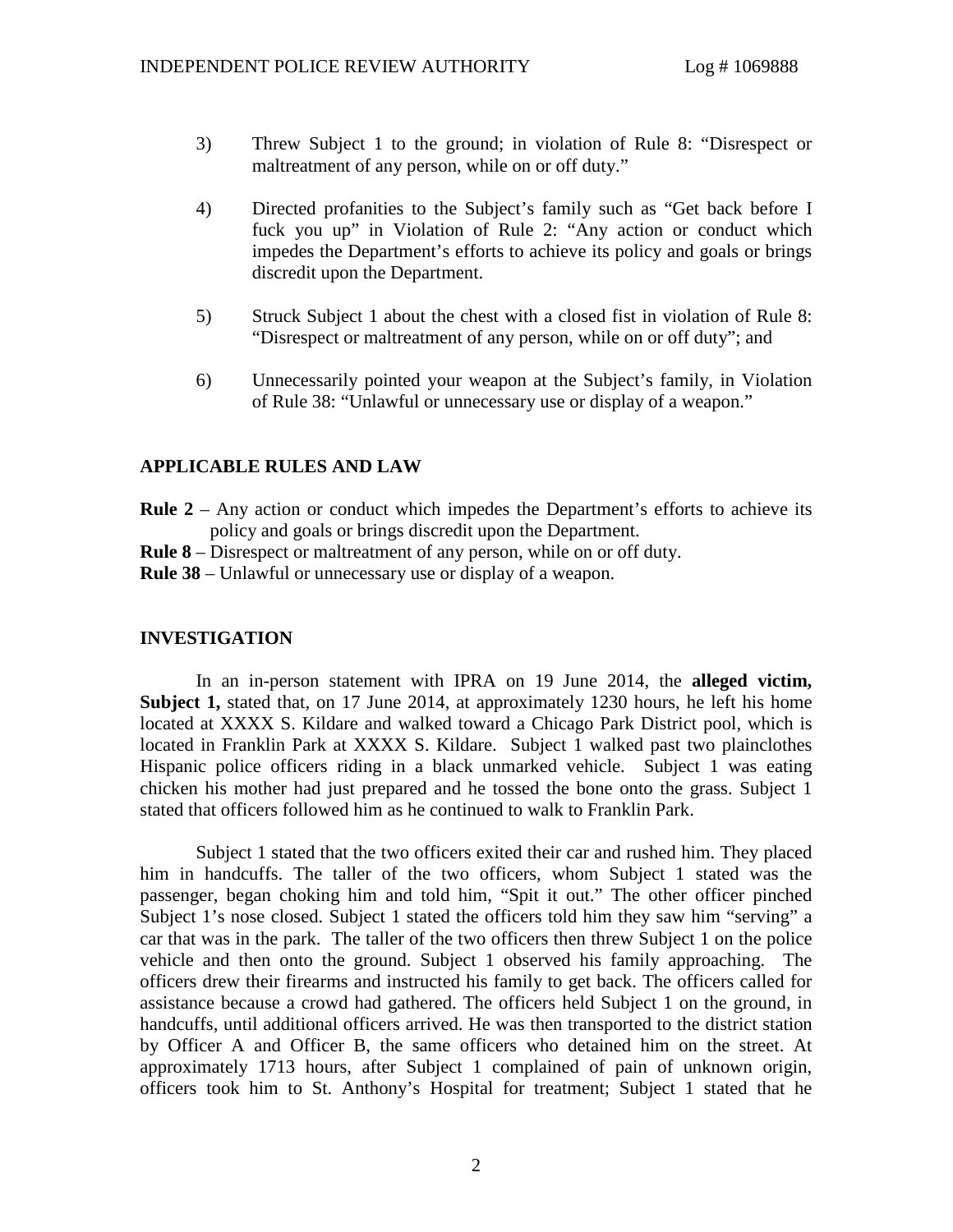3) Threw Subject 1 to the ground; in violation of Rule 8: "Disrespect or maltreatment of any person, while on or off duty."

4) Directed profanities to the Subject's family such as "Get back before I fuck you up" in Violation of Rule 2: "Any action or conduct which impedes the Department's efforts to achieve its policy and goals or brings discredit upon the Department.

5) Struck Subject 1 about the chest with a closed fist in violation of Rule 8: "Disrespect or maltreatment of any person, while on or off duty"; and

6) Unnecessarily pointed your weapon at the Subject's family, in Violation of Rule 38: "Unlawful or unnecessary use or display of a weapon."

## APPLICABLE RULES AND LAW

**Rule 2** – Any action or conduct which impedes the Department's efforts to achieve its policy and goals or brings discredit upon the Department.

**Rule 8** – Disrespect or maltreatment of any person, while on or off duty.

**Rule 38** – Unlawful or unnecessary use or display of a weapon.

## INVESTIGATION

In an in-person statement with IPRA on 19 June 2014, the **alleged victim, Subject 1,** stated that, on 17 June 2014, at approximately 1230 hours, he left his home located at XXXX S. Kildare and walked toward a Chicago Park District pool, which is located in Franklin Park at XXXX S. Kildare. Subject 1 walked past two plainclothes Hispanic police officers riding in a black unmarked vehicle. Subject 1 was eating chicken his mother had just prepared and he tossed the bone onto the grass. Subject 1 stated that officers followed him as he continued to walk to Franklin Park.

Subject 1 stated that the two officers exited their car and rushed him. They placed him in handcuffs. The taller of the two officers, whom Subject 1 stated was the passenger, began choking him and told him, "Spit it out." The other officer pinched Subject 1's nose closed. Subject 1 stated the officers told him they saw him "serving" a car that was in the park. The taller of the two officers then threw Subject 1 on the police vehicle and then onto the ground. Subject 1 observed his family approaching. The officers drew their firearms and instructed his family to get back. The officers called for assistance because a crowd had gathered. The officers held Subject 1 on the ground, in handcuffs, until additional officers arrived. He was then transported to the district station by Officer A and Officer B, the same officers who detained him on the street. At approximately 1713 hours, after Subject 1 complained of pain of unknown origin, officers took him to St. Anthony's Hospital for treatment; Subject 1 stated that he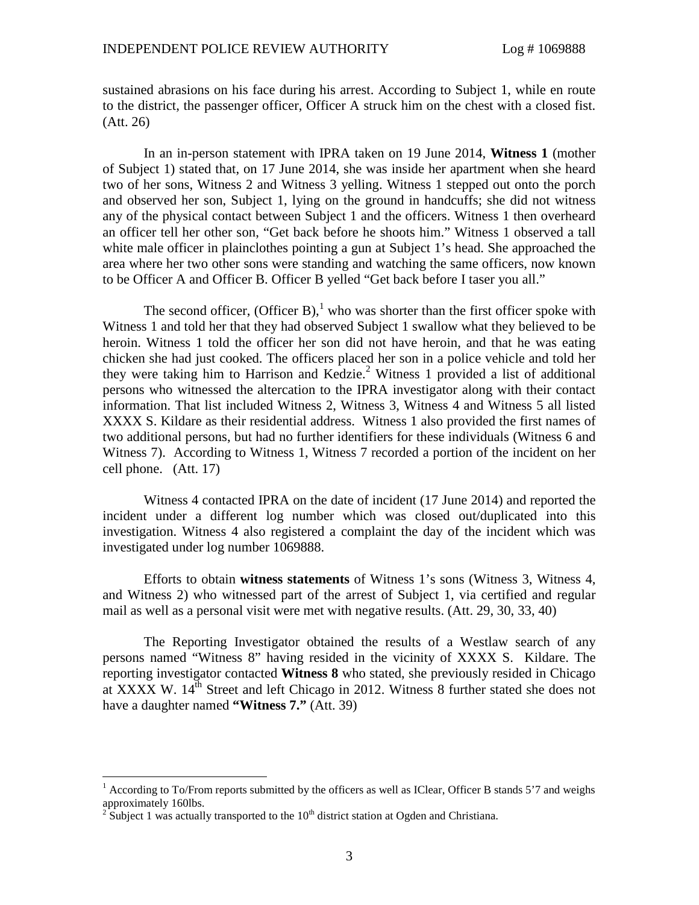sustained abrasions on his face during his arrest. According to Subject 1, while en route to the district, the passenger officer, Officer A struck him on the chest with a closed fist. (Att. 26)

In an in-person statement with IPRA taken on 19 June 2014, **Witness 1** (mother of Subject 1) stated that, on 17 June 2014, she was inside her apartment when she heard two of her sons, Witness 2 and Witness 3 yelling. Witness 1 stepped out onto the porch and observed her son, Subject 1, lying on the ground in handcuffs; she did not witness any of the physical contact between Subject 1 and the officers. Witness 1 then overheard an officer tell her other son, "Get back before he shoots him." Witness 1 observed a tall white male officer in plainclothes pointing a gun at Subject 1's head. She approached the area where her two other sons were standing and watching the same officers, now known to be Officer A and Officer B. Officer B yelled "Get back before I taser you all."

The second officer, (Officer B),[1] who was shorter than the first officer spoke with Witness 1 and told her that they had observed Subject 1 swallow what they believed to be heroin. Witness 1 told the officer her son did not have heroin, and that he was eating chicken she had just cooked. The officers placed her son in a police vehicle and told her they were taking him to Harrison and Kedzie.[2] Witness 1 provided a list of additional persons who witnessed the altercation to the IPRA investigator along with their contact information. That list included Witness 2, Witness 3, Witness 4 and Witness 5 all listed XXXX S. Kildare as their residential address. Witness 1 also provided the first names of two additional persons, but had no further identifiers for these individuals (Witness 6 and Witness 7). According to Witness 1, Witness 7 recorded a portion of the incident on her cell phone. (Att. 17)

Witness 4 contacted IPRA on the date of incident (17 June 2014) and reported the incident under a different log number which was closed out/duplicated into this investigation. Witness 4 also registered a complaint the day of the incident which was investigated under log number 1069888.

Efforts to obtain **witness statements** of Witness 1's sons (Witness 3, Witness 4, and Witness 2) who witnessed part of the arrest of Subject 1, via certified and regular mail as well as a personal visit were met with negative results. (Att. 29, 30, 33, 40)

The Reporting Investigator obtained the results of a Westlaw search of any persons named "Witness 8" having resided in the vicinity of XXXX S. Kildare. The reporting investigator contacted **Witness 8** who stated, she previously resided in Chicago at XXXX W. 14th Street and left Chicago in 2012. Witness 8 further stated she does not have a daughter named **"Witness 7."** (Att. 39)

---

[1] According to To/From reports submitted by the officers as well as IClear, Officer B stands 5'7 and weighs approximately 160lbs.

[2] Subject 1 was actually transported to the 10th district station at Ogden and Christiana.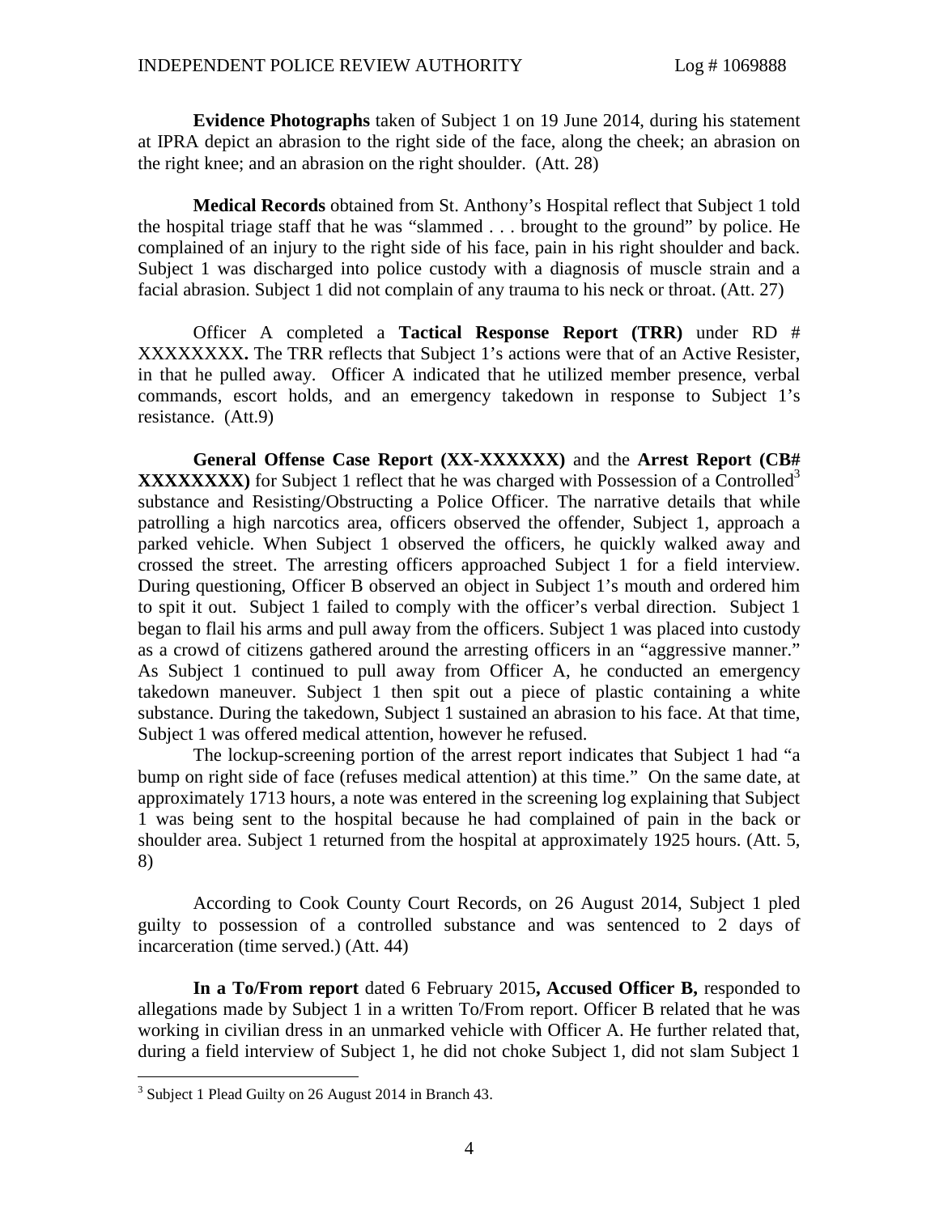**Evidence Photographs** taken of Subject 1 on 19 June 2014, during his statement at IPRA depict an abrasion to the right side of the face, along the cheek; an abrasion on the right knee; and an abrasion on the right shoulder. (Att. 28)

**Medical Records** obtained from St. Anthony's Hospital reflect that Subject 1 told the hospital triage staff that he was "slammed . . . brought to the ground" by police. He complained of an injury to the right side of his face, pain in his right shoulder and back. Subject 1 was discharged into police custody with a diagnosis of muscle strain and a facial abrasion. Subject 1 did not complain of any trauma to his neck or throat. (Att. 27)

Officer A completed a **Tactical Response Report (TRR)** under RD # XXXXXXXX**.** The TRR reflects that Subject 1's actions were that of an Active Resister, in that he pulled away. Officer A indicated that he utilized member presence, verbal commands, escort holds, and an emergency takedown in response to Subject 1's resistance. (Att.9)

**General Offense Case Report (XX-XXXXXX)** and the **Arrest Report (CB# XXXXXXXX)** for Subject 1 reflect that he was charged with Possession of a Controlled[3] substance and Resisting/Obstructing a Police Officer. The narrative details that while patrolling a high narcotics area, officers observed the offender, Subject 1, approach a parked vehicle. When Subject 1 observed the officers, he quickly walked away and crossed the street. The arresting officers approached Subject 1 for a field interview. During questioning, Officer B observed an object in Subject 1's mouth and ordered him to spit it out. Subject 1 failed to comply with the officer's verbal direction. Subject 1 began to flail his arms and pull away from the officers. Subject 1 was placed into custody as a crowd of citizens gathered around the arresting officers in an "aggressive manner." As Subject 1 continued to pull away from Officer A, he conducted an emergency takedown maneuver. Subject 1 then spit out a piece of plastic containing a white substance. During the takedown, Subject 1 sustained an abrasion to his face. At that time, Subject 1 was offered medical attention, however he refused.

The lockup-screening portion of the arrest report indicates that Subject 1 had "a bump on right side of face (refuses medical attention) at this time." On the same date, at approximately 1713 hours, a note was entered in the screening log explaining that Subject 1 was being sent to the hospital because he had complained of pain in the back or shoulder area. Subject 1 returned from the hospital at approximately 1925 hours. (Att. 5, 8)

According to Cook County Court Records, on 26 August 2014, Subject 1 pled guilty to possession of a controlled substance and was sentenced to 2 days of incarceration (time served.) (Att. 44)

**In a To/From report** dated 6 February 2015**, Accused Officer B,** responded to allegations made by Subject 1 in a written To/From report. Officer B related that he was working in civilian dress in an unmarked vehicle with Officer A. He further related that, during a field interview of Subject 1, he did not choke Subject 1, did not slam Subject 1

[3] Subject 1 Plead Guilty on 26 August 2014 in Branch 43.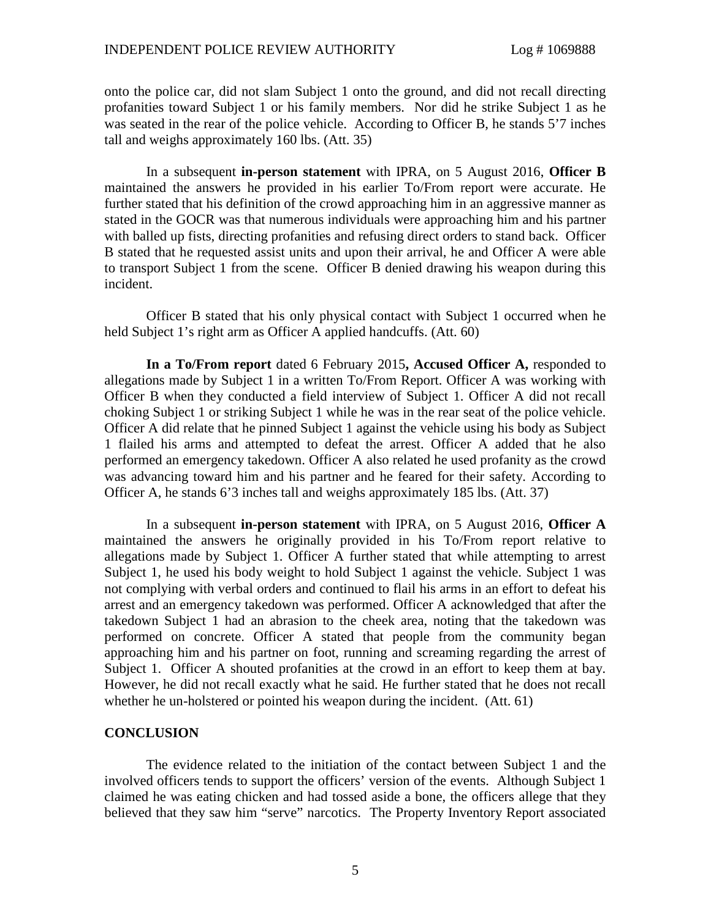onto the police car, did not slam Subject 1 onto the ground, and did not recall directing profanities toward Subject 1 or his family members. Nor did he strike Subject 1 as he was seated in the rear of the police vehicle. According to Officer B, he stands 5'7 inches tall and weighs approximately 160 lbs. (Att. 35)

In a subsequent **in-person statement** with IPRA, on 5 August 2016, **Officer B** maintained the answers he provided in his earlier To/From report were accurate. He further stated that his definition of the crowd approaching him in an aggressive manner as stated in the GOCR was that numerous individuals were approaching him and his partner with balled up fists, directing profanities and refusing direct orders to stand back. Officer B stated that he requested assist units and upon their arrival, he and Officer A were able to transport Subject 1 from the scene. Officer B denied drawing his weapon during this incident.

Officer B stated that his only physical contact with Subject 1 occurred when he held Subject 1's right arm as Officer A applied handcuffs. (Att. 60)

**In a To/From report** dated 6 February 2015**, Accused Officer A,** responded to allegations made by Subject 1 in a written To/From Report. Officer A was working with Officer B when they conducted a field interview of Subject 1. Officer A did not recall choking Subject 1 or striking Subject 1 while he was in the rear seat of the police vehicle. Officer A did relate that he pinned Subject 1 against the vehicle using his body as Subject 1 flailed his arms and attempted to defeat the arrest. Officer A added that he also performed an emergency takedown. Officer A also related he used profanity as the crowd was advancing toward him and his partner and he feared for their safety. According to Officer A, he stands 6'3 inches tall and weighs approximately 185 lbs. (Att. 37)

In a subsequent **in-person statement** with IPRA, on 5 August 2016, **Officer A** maintained the answers he originally provided in his To/From report relative to allegations made by Subject 1. Officer A further stated that while attempting to arrest Subject 1, he used his body weight to hold Subject 1 against the vehicle. Subject 1 was not complying with verbal orders and continued to flail his arms in an effort to defeat his arrest and an emergency takedown was performed. Officer A acknowledged that after the takedown Subject 1 had an abrasion to the cheek area, noting that the takedown was performed on concrete. Officer A stated that people from the community began approaching him and his partner on foot, running and screaming regarding the arrest of Subject 1. Officer A shouted profanities at the crowd in an effort to keep them at bay. However, he did not recall exactly what he said. He further stated that he does not recall whether he un-holstered or pointed his weapon during the incident. (Att. 61)

## CONCLUSION

The evidence related to the initiation of the contact between Subject 1 and the involved officers tends to support the officers' version of the events. Although Subject 1 claimed he was eating chicken and had tossed aside a bone, the officers allege that they believed that they saw him "serve" narcotics. The Property Inventory Report associated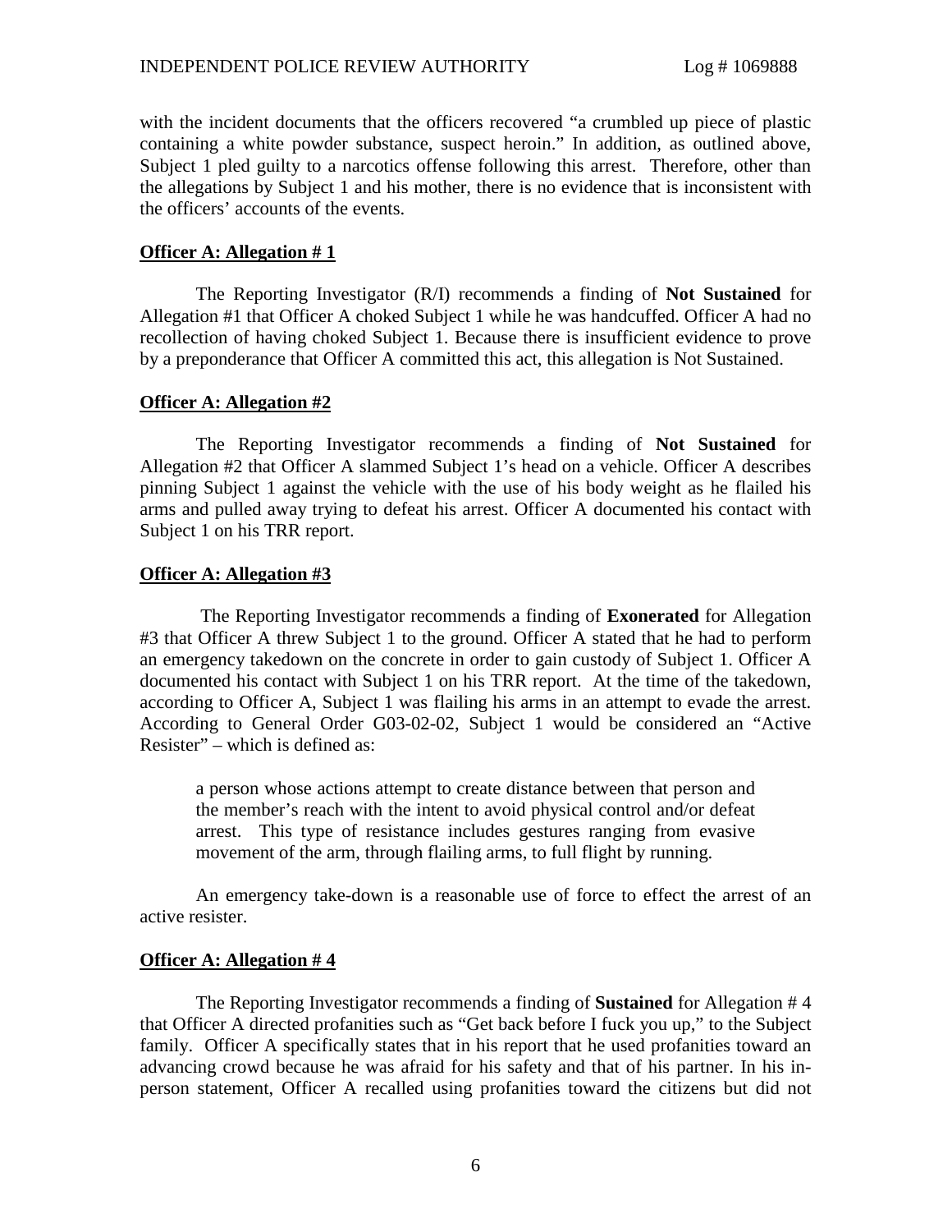with the incident documents that the officers recovered "a crumbled up piece of plastic containing a white powder substance, suspect heroin." In addition, as outlined above, Subject 1 pled guilty to a narcotics offense following this arrest. Therefore, other than the allegations by Subject 1 and his mother, there is no evidence that is inconsistent with the officers' accounts of the events.

**Officer A: Allegation # 1**

The Reporting Investigator (R/I) recommends a finding of **Not Sustained** for Allegation #1 that Officer A choked Subject 1 while he was handcuffed. Officer A had no recollection of having choked Subject 1. Because there is insufficient evidence to prove by a preponderance that Officer A committed this act, this allegation is Not Sustained.

**Officer A: Allegation #2**

The Reporting Investigator recommends a finding of **Not Sustained** for Allegation #2 that Officer A slammed Subject 1's head on a vehicle. Officer A describes pinning Subject 1 against the vehicle with the use of his body weight as he flailed his arms and pulled away trying to defeat his arrest. Officer A documented his contact with Subject 1 on his TRR report.

**Officer A: Allegation #3**

The Reporting Investigator recommends a finding of **Exonerated** for Allegation #3 that Officer A threw Subject 1 to the ground. Officer A stated that he had to perform an emergency takedown on the concrete in order to gain custody of Subject 1. Officer A documented his contact with Subject 1 on his TRR report. At the time of the takedown, according to Officer A, Subject 1 was flailing his arms in an attempt to evade the arrest. According to General Order G03-02-02, Subject 1 would be considered an "Active Resister" – which is defined as:

> a person whose actions attempt to create distance between that person and the member's reach with the intent to avoid physical control and/or defeat arrest. This type of resistance includes gestures ranging from evasive movement of the arm, through flailing arms, to full flight by running.

An emergency take-down is a reasonable use of force to effect the arrest of an active resister.

**Officer A: Allegation # 4**

The Reporting Investigator recommends a finding of **Sustained** for Allegation # 4 that Officer A directed profanities such as "Get back before I fuck you up," to the Subject family. Officer A specifically states that in his report that he used profanities toward an advancing crowd because he was afraid for his safety and that of his partner. In his in-person statement, Officer A recalled using profanities toward the citizens but did not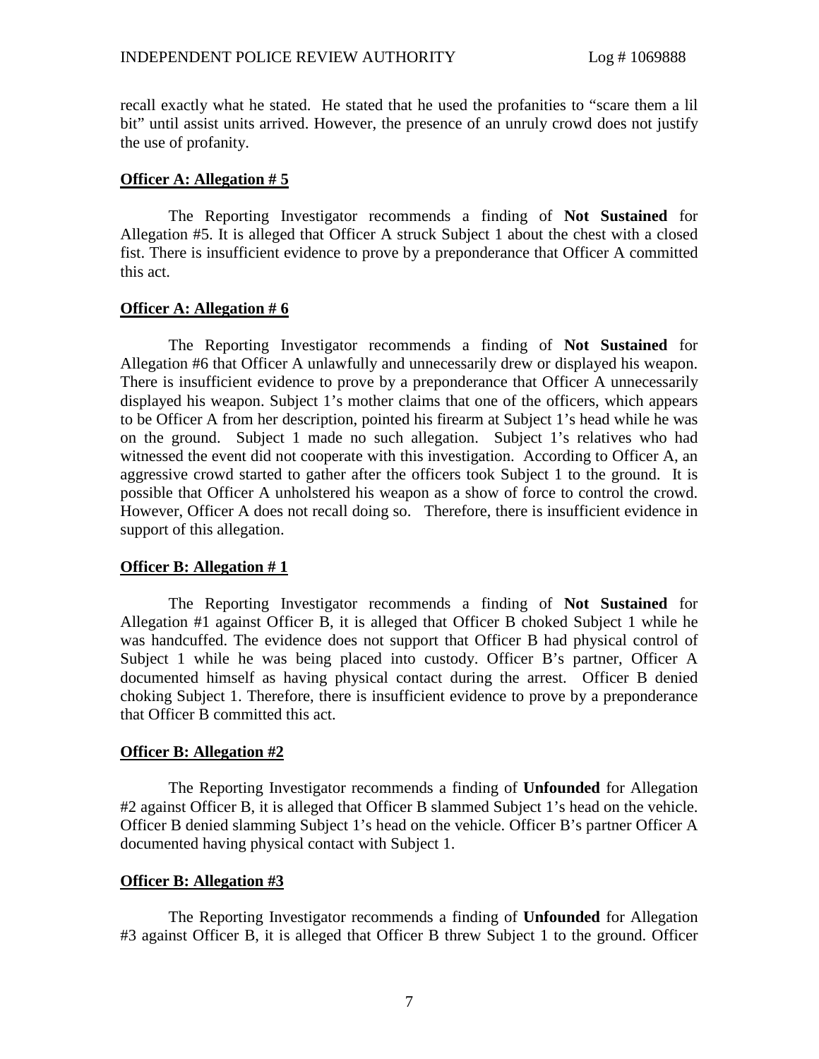recall exactly what he stated. He stated that he used the profanities to "scare them a lil bit" until assist units arrived. However, the presence of an unruly crowd does not justify the use of profanity.

**Officer A: Allegation # 5**

The Reporting Investigator recommends a finding of **Not Sustained** for Allegation #5. It is alleged that Officer A struck Subject 1 about the chest with a closed fist. There is insufficient evidence to prove by a preponderance that Officer A committed this act.

**Officer A: Allegation # 6**

The Reporting Investigator recommends a finding of **Not Sustained** for Allegation #6 that Officer A unlawfully and unnecessarily drew or displayed his weapon. There is insufficient evidence to prove by a preponderance that Officer A unnecessarily displayed his weapon. Subject 1's mother claims that one of the officers, which appears to be Officer A from her description, pointed his firearm at Subject 1's head while he was on the ground. Subject 1 made no such allegation. Subject 1's relatives who had witnessed the event did not cooperate with this investigation. According to Officer A, an aggressive crowd started to gather after the officers took Subject 1 to the ground. It is possible that Officer A unholstered his weapon as a show of force to control the crowd. However, Officer A does not recall doing so. Therefore, there is insufficient evidence in support of this allegation.

**Officer B: Allegation # 1**

The Reporting Investigator recommends a finding of **Not Sustained** for Allegation #1 against Officer B, it is alleged that Officer B choked Subject 1 while he was handcuffed. The evidence does not support that Officer B had physical control of Subject 1 while he was being placed into custody. Officer B's partner, Officer A documented himself as having physical contact during the arrest. Officer B denied choking Subject 1. Therefore, there is insufficient evidence to prove by a preponderance that Officer B committed this act.

**Officer B: Allegation #2**

The Reporting Investigator recommends a finding of **Unfounded** for Allegation #2 against Officer B, it is alleged that Officer B slammed Subject 1's head on the vehicle. Officer B denied slamming Subject 1's head on the vehicle. Officer B's partner Officer A documented having physical contact with Subject 1.

**Officer B: Allegation #3**

The Reporting Investigator recommends a finding of **Unfounded** for Allegation #3 against Officer B, it is alleged that Officer B threw Subject 1 to the ground. Officer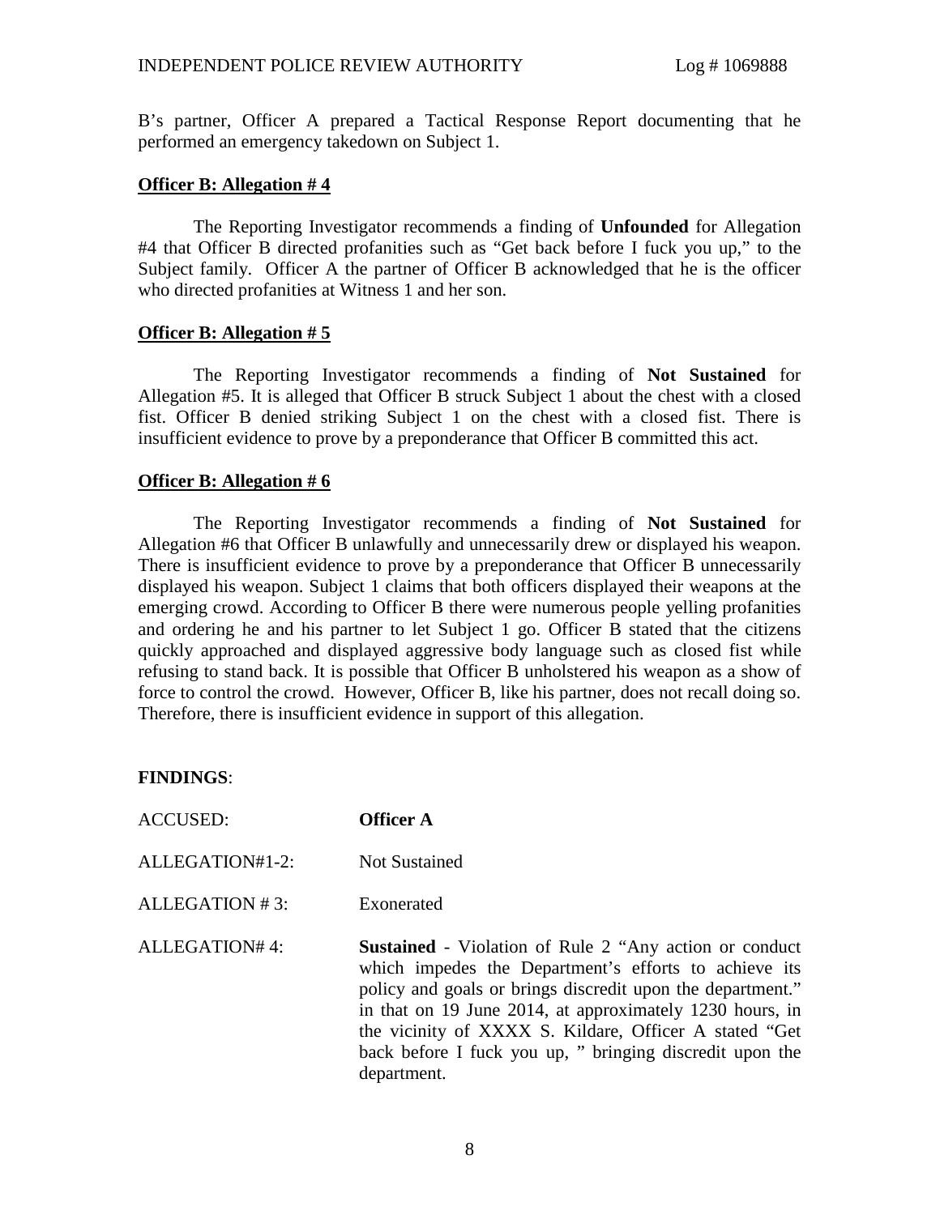B's partner, Officer A prepared a Tactical Response Report documenting that he performed an emergency takedown on Subject 1.

**Officer B: Allegation # 4**

The Reporting Investigator recommends a finding of **Unfounded** for Allegation #4 that Officer B directed profanities such as "Get back before I fuck you up," to the Subject family. Officer A the partner of Officer B acknowledged that he is the officer who directed profanities at Witness 1 and her son.

**Officer B: Allegation # 5**

The Reporting Investigator recommends a finding of **Not Sustained** for Allegation #5. It is alleged that Officer B struck Subject 1 about the chest with a closed fist. Officer B denied striking Subject 1 on the chest with a closed fist. There is insufficient evidence to prove by a preponderance that Officer B committed this act.

**Officer B: Allegation # 6**

The Reporting Investigator recommends a finding of **Not Sustained** for Allegation #6 that Officer B unlawfully and unnecessarily drew or displayed his weapon. There is insufficient evidence to prove by a preponderance that Officer B unnecessarily displayed his weapon. Subject 1 claims that both officers displayed their weapons at the emerging crowd. According to Officer B there were numerous people yelling profanities and ordering he and his partner to let Subject 1 go. Officer B stated that the citizens quickly approached and displayed aggressive body language such as closed fist while refusing to stand back. It is possible that Officer B unholstered his weapon as a show of force to control the crowd. However, Officer B, like his partner, does not recall doing so. Therefore, there is insufficient evidence in support of this allegation.

**FINDINGS**:

| | |
|---|---|
| ACCUSED: | **Officer A** |
| ALLEGATION#1-2: | Not Sustained |
| ALLEGATION # 3: | Exonerated |
| ALLEGATION# 4: | **Sustained** - Violation of Rule 2 "Any action or conduct which impedes the Department's efforts to achieve its policy and goals or brings discredit upon the department." in that on 19 June 2014, at approximately 1230 hours, in the vicinity of XXXX S. Kildare, Officer A stated "Get back before I fuck you up, " bringing discredit upon the department. |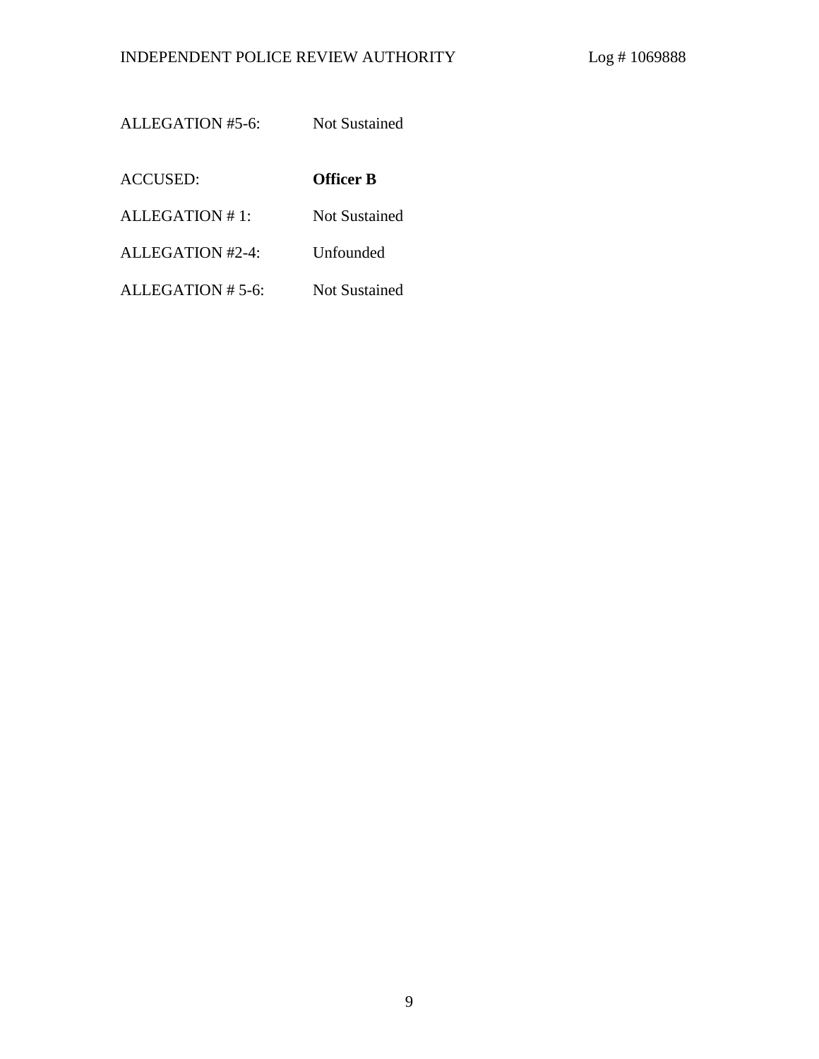| | |
|---|---|
| ALLEGATION #5-6: | Not Sustained |
| ACCUSED: | **Officer B** |
| ALLEGATION # 1: | Not Sustained |
| ALLEGATION #2-4: | Unfounded |
| ALLEGATION # 5-6: | Not Sustained |